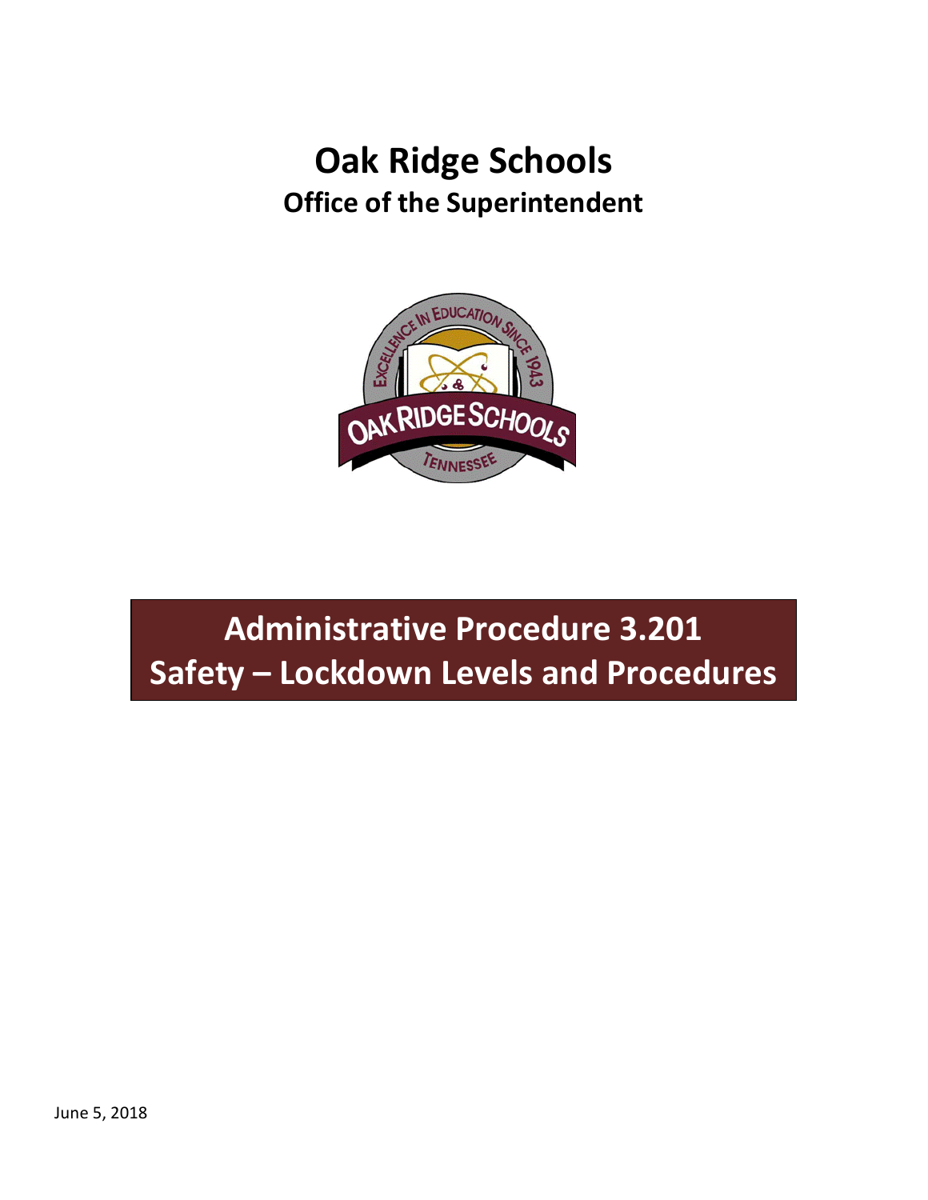# Oak Ridge Schools

## Office of the Superintendent

# Administrative Procedure 3.201
# Safety – Lockdown Levels and Procedures

June 5, 2018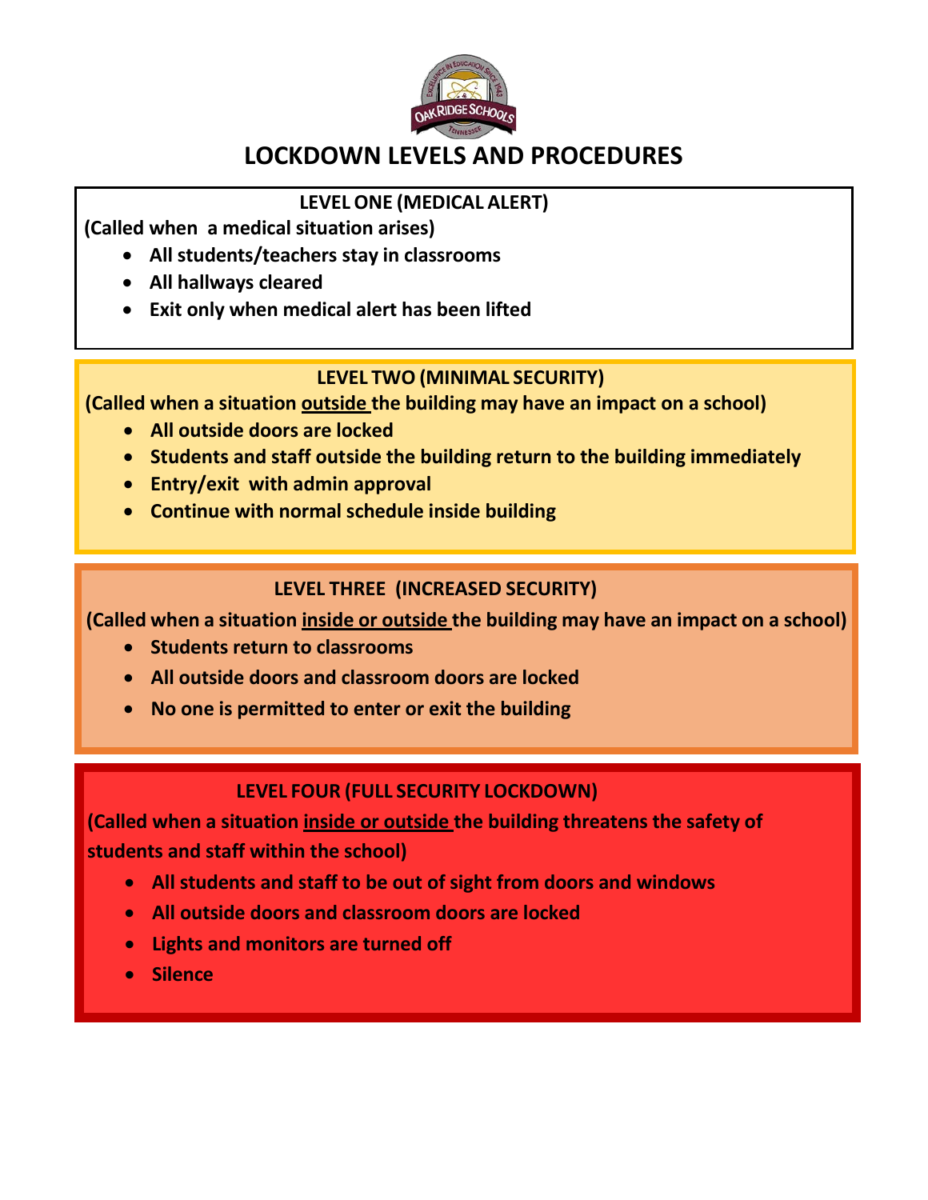# LOCKDOWN LEVELS AND PROCEDURES

## LEVEL ONE (MEDICAL ALERT)

**(Called when a medical situation arises)**

- **All students/teachers stay in classrooms**
- **All hallways cleared**
- **Exit only when medical alert has been lifted**

## LEVEL TWO (MINIMAL SECURITY)

**(Called when a situation <u>outside</u> the building may have an impact on a school)**

- **All outside doors are locked**
- **Students and staff outside the building return to the building immediately**
- **Entry/exit with admin approval**
- **Continue with normal schedule inside building**

## LEVEL THREE (INCREASED SECURITY)

**(Called when a situation <u>inside or outside</u> the building may have an impact on a school)**

- **Students return to classrooms**
- **All outside doors and classroom doors are locked**
- **No one is permitted to enter or exit the building**

## LEVEL FOUR (FULL SECURITY LOCKDOWN)

**(Called when a situation <u>inside or outside</u> the building threatens the safety of students and staff within the school)**

- **All students and staff to be out of sight from doors and windows**
- **All outside doors and classroom doors are locked**
- **Lights and monitors are turned off**
- **Silence**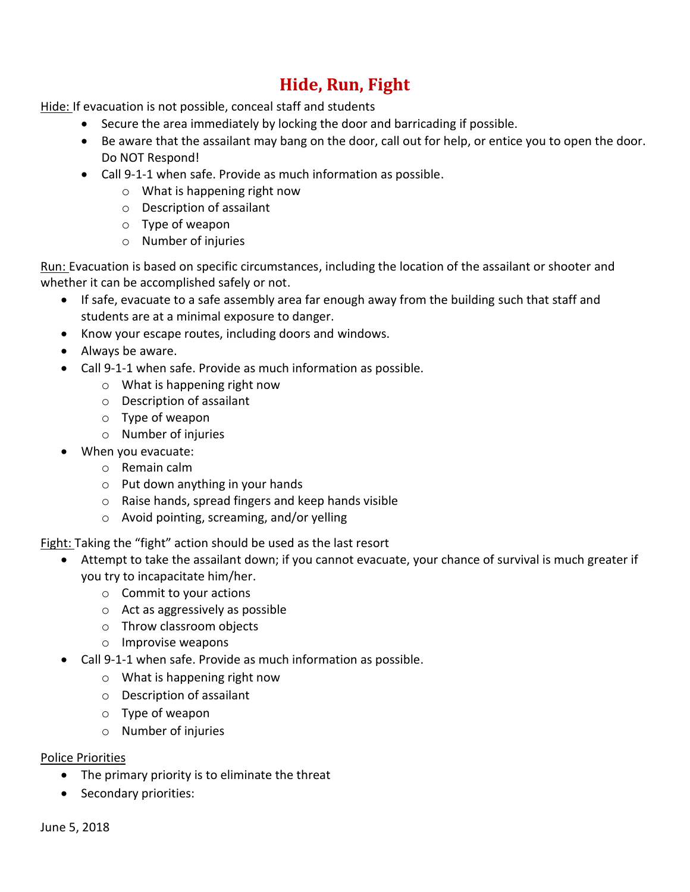# Hide, Run, Fight

Hide: If evacuation is not possible, conceal staff and students

- Secure the area immediately by locking the door and barricading if possible.
- Be aware that the assailant may bang on the door, call out for help, or entice you to open the door. Do NOT Respond!
- Call 9-1-1 when safe. Provide as much information as possible.
  - What is happening right now
  - Description of assailant
  - Type of weapon
  - Number of injuries

Run: Evacuation is based on specific circumstances, including the location of the assailant or shooter and whether it can be accomplished safely or not.

- If safe, evacuate to a safe assembly area far enough away from the building such that staff and students are at a minimal exposure to danger.
- Know your escape routes, including doors and windows.
- Always be aware.
- Call 9-1-1 when safe. Provide as much information as possible.
  - What is happening right now
  - Description of assailant
  - Type of weapon
  - Number of injuries
- When you evacuate:
  - Remain calm
  - Put down anything in your hands
  - Raise hands, spread fingers and keep hands visible
  - Avoid pointing, screaming, and/or yelling

Fight: Taking the "fight" action should be used as the last resort

- Attempt to take the assailant down; if you cannot evacuate, your chance of survival is much greater if you try to incapacitate him/her.
  - Commit to your actions
  - Act as aggressively as possible
  - Throw classroom objects
  - Improvise weapons
- Call 9-1-1 when safe. Provide as much information as possible.
  - What is happening right now
  - Description of assailant
  - Type of weapon
  - Number of injuries

Police Priorities

- The primary priority is to eliminate the threat
- Secondary priorities:

June 5, 2018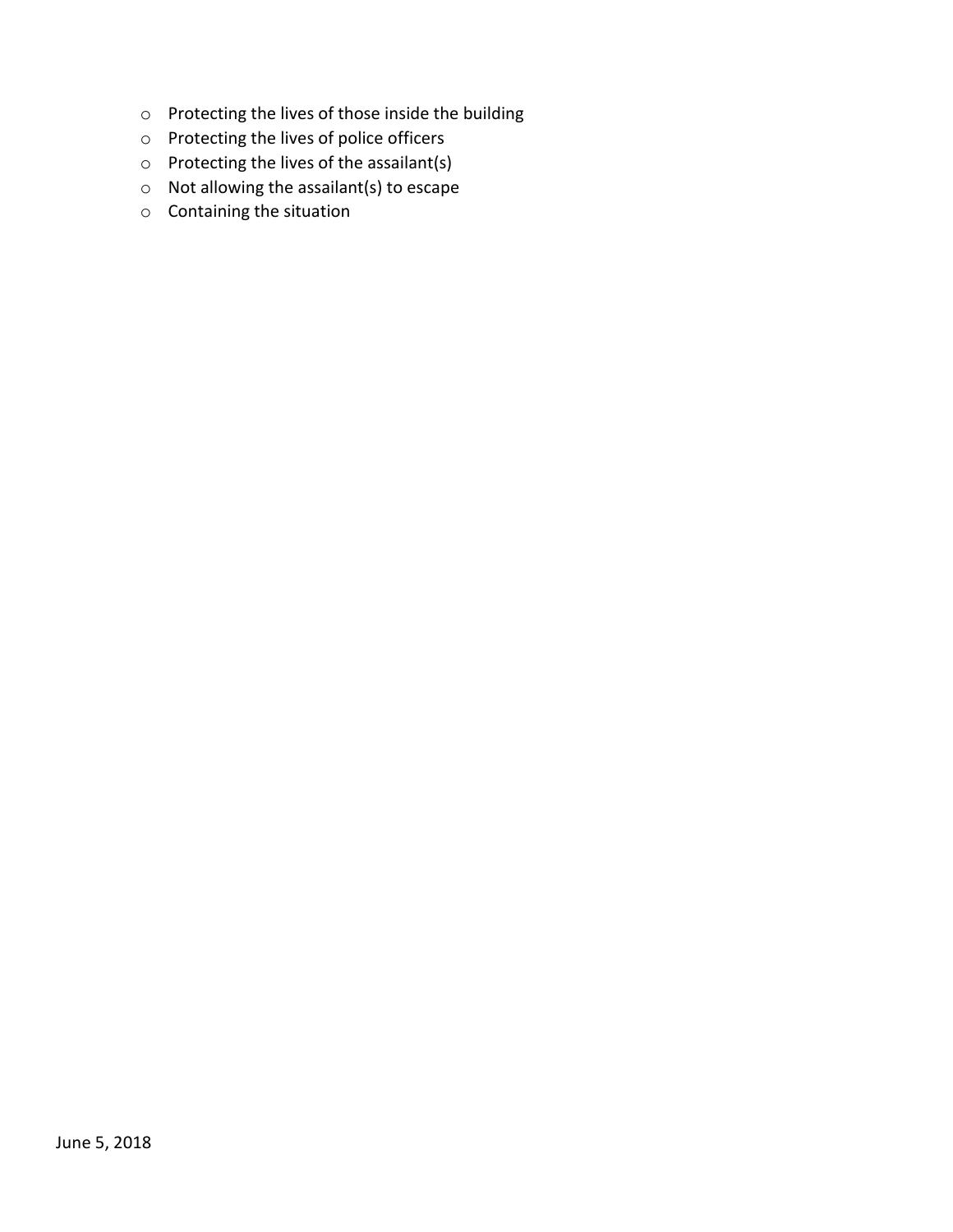- Protecting the lives of those inside the building
- Protecting the lives of police officers
- Protecting the lives of the assailant(s)
- Not allowing the assailant(s) to escape
- Containing the situation

June 5, 2018